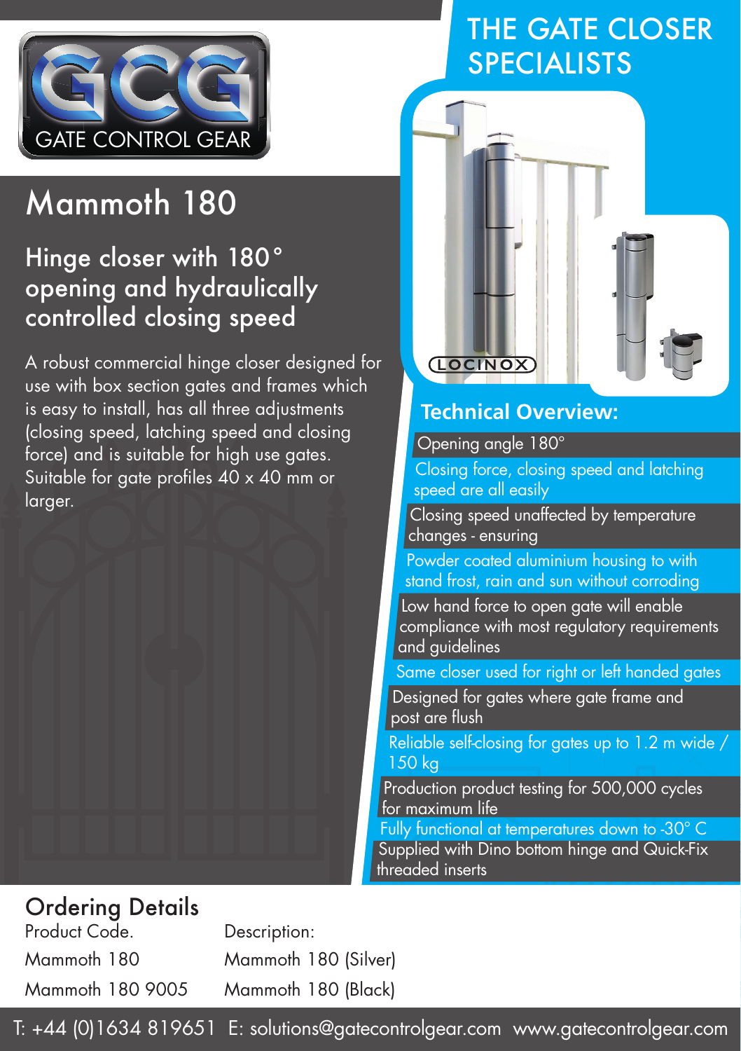GCG GATE CONTROL GEAR

# THE GATE CLOSER SPECIALISTS

# Mammoth 180

## Hinge closer with 180° opening and hydraulically controlled closing speed

A robust commercial hinge closer designed for use with box section gates and frames which is easy to install, has all three adjustments (closing speed, latching speed and closing force) and is suitable for high use gates. Suitable for gate profiles 40 x 40 mm or larger.

LOCINOX

## Technical Overview:

- Opening angle 180°
- Closing force, closing speed and latching speed are all easily
- Closing speed unaffected by temperature changes - ensuring
- Powder coated aluminium housing to with stand frost, rain and sun without corroding
- Low hand force to open gate will enable compliance with most regulatory requirements and guidelines
- Same closer used for right or left handed gates
- Designed for gates where gate frame and post are flush
- Reliable self-closing for gates up to 1.2 m wide / 150 kg
- Production product testing for 500,000 cycles for maximum life
- Fully functional at temperatures down to -30° C
- Supplied with Dino bottom hinge and Quick-Fix threaded inserts

## Ordering Details

| Product Code. | Description: |
|---|---|
| Mammoth 180 | Mammoth 180 (Silver) |
| Mammoth 180 9005 | Mammoth 180 (Black) |

T: +44 (0)1634 819651 E: solutions@gatecontrolgear.com www.gatecontrolgear.com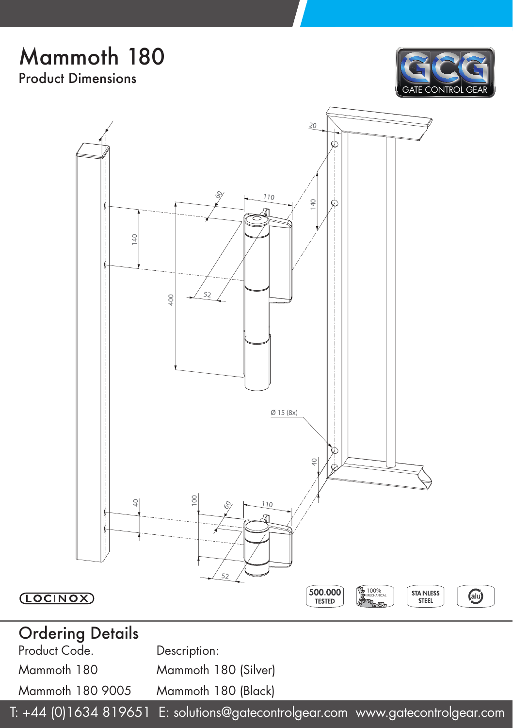# Mammoth 180

Product Dimensions

GATE CONTROL GEAR

20

140

60

110

140

400

52

Ø 15 (8x)

40

40

100

60

110

52

LOCINOX

500.000 TESTED

100% MECHANICAL

STAINLESS STEEL

alu

## Ordering Details

| Product Code. | Description: |
|---|---|
| Mammoth 180 | Mammoth 180 (Silver) |
| Mammoth 180 9005 | Mammoth 180 (Black) |

T: +44 (0)1634 819651 E: solutions@gatecontrolgear.com www.gatecontrolgear.com